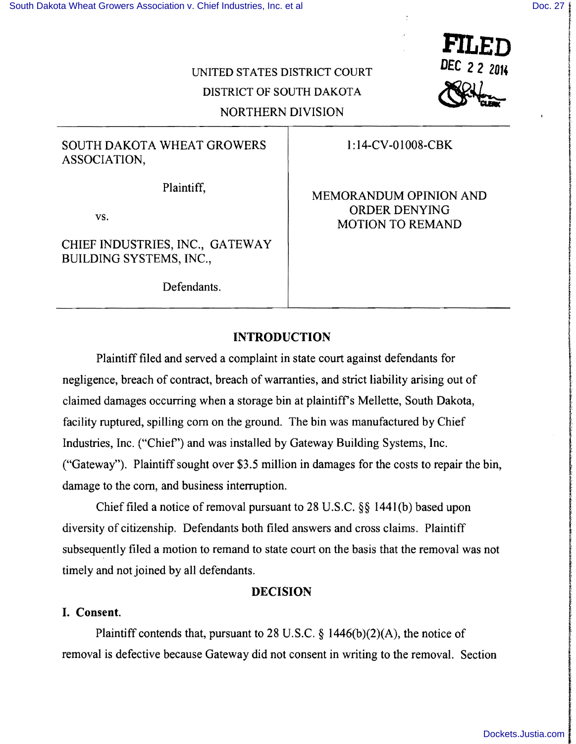UNITED STATES DISTRICT COURT

DISTRICT OF SOUTH DAKOTA

NORTHERN DIVISION

FILED
DEC 22 2014

| | |
|---|---|
| SOUTH DAKOTA WHEAT GROWERS ASSOCIATION,<br><br>Plaintiff,<br><br>vs.<br><br>CHIEF INDUSTRIES, INC., GATEWAY BUILDING SYSTEMS, INC.,<br><br>Defendants. | 1:14-CV-01008-CBK<br><br>MEMORANDUM OPINION AND ORDER DENYING MOTION TO REMAND |

## INTRODUCTION

Plaintiff filed and served a complaint in state court against defendants for negligence, breach of contract, breach of warranties, and strict liability arising out of claimed damages occurring when a storage bin at plaintiff's Mellette, South Dakota, facility ruptured, spilling corn on the ground. The bin was manufactured by Chief Industries, Inc. ("Chief") and was installed by Gateway Building Systems, Inc. ("Gateway"). Plaintiff sought over $3.5 million in damages for the costs to repair the bin, damage to the corn, and business interruption.

Chief filed a notice of removal pursuant to 28 U.S.C. §§ 1441(b) based upon diversity of citizenship. Defendants both filed answers and cross claims. Plaintiff subsequently filed a motion to remand to state court on the basis that the removal was not timely and not joined by all defendants.

## DECISION

### I. Consent.

Plaintiff contends that, pursuant to 28 U.S.C. § 1446(b)(2)(A), the notice of removal is defective because Gateway did not consent in writing to the removal. Section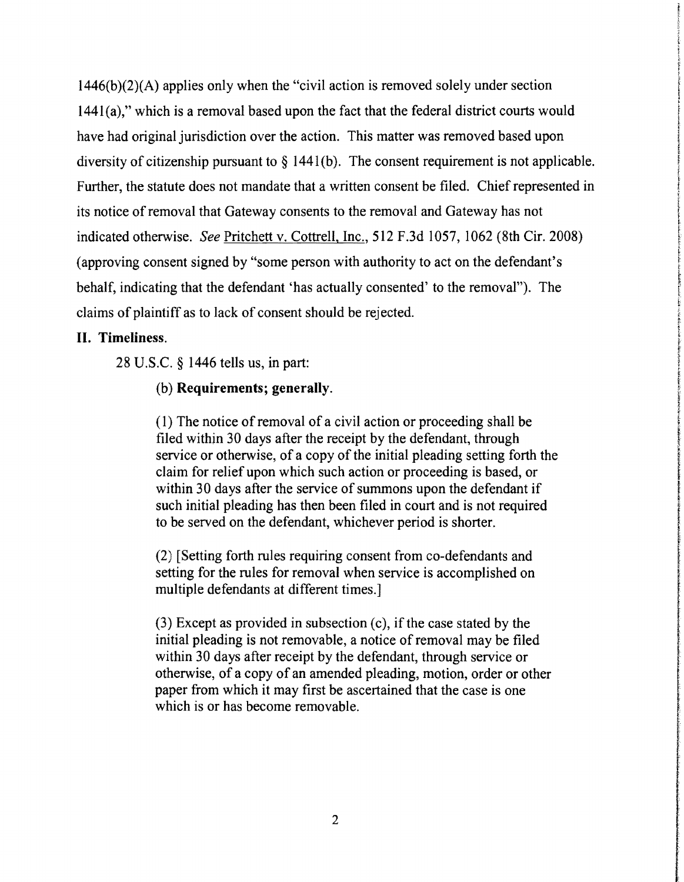1446(b)(2)(A) applies only when the "civil action is removed solely under section 1441(a)," which is a removal based upon the fact that the federal district courts would have had original jurisdiction over the action. This matter was removed based upon diversity of citizenship pursuant to § 1441(b). The consent requirement is not applicable. Further, the statute does not mandate that a written consent be filed. Chief represented in its notice of removal that Gateway consents to the removal and Gateway has not indicated otherwise. *See* Pritchett v. Cottrell, Inc., 512 F.3d 1057, 1062 (8th Cir. 2008) (approving consent signed by "some person with authority to act on the defendant's behalf, indicating that the defendant 'has actually consented' to the removal"). The claims of plaintiff as to lack of consent should be rejected.

**II. Timeliness.**

28 U.S.C. § 1446 tells us, in part:

> (b) **Requirements; generally.**
>
> (1) The notice of removal of a civil action or proceeding shall be filed within 30 days after the receipt by the defendant, through service or otherwise, of a copy of the initial pleading setting forth the claim for relief upon which such action or proceeding is based, or within 30 days after the service of summons upon the defendant if such initial pleading has then been filed in court and is not required to be served on the defendant, whichever period is shorter.
>
> (2) [Setting forth rules requiring consent from co-defendants and setting for the rules for removal when service is accomplished on multiple defendants at different times.]
>
> (3) Except as provided in subsection (c), if the case stated by the initial pleading is not removable, a notice of removal may be filed within 30 days after receipt by the defendant, through service or otherwise, of a copy of an amended pleading, motion, order or other paper from which it may first be ascertained that the case is one which is or has become removable.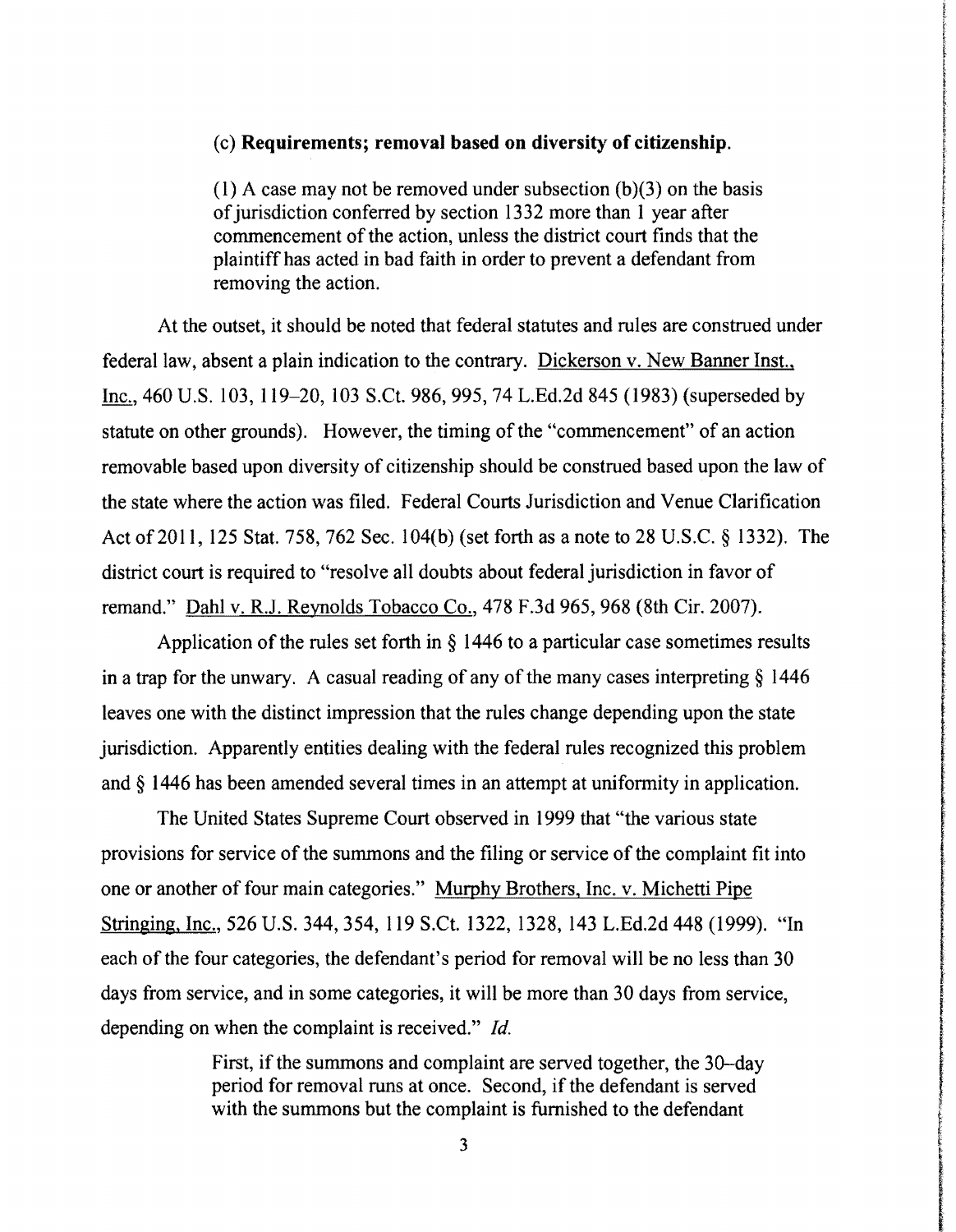(c) **Requirements; removal based on diversity of citizenship.**

> (1) A case may not be removed under subsection (b)(3) on the basis of jurisdiction conferred by section 1332 more than 1 year after commencement of the action, unless the district court finds that the plaintiff has acted in bad faith in order to prevent a defendant from removing the action.

At the outset, it should be noted that federal statutes and rules are construed under federal law, absent a plain indication to the contrary. Dickerson v. New Banner Inst., Inc., 460 U.S. 103, 119–20, 103 S.Ct. 986, 995, 74 L.Ed.2d 845 (1983) (superseded by statute on other grounds). However, the timing of the "commencement" of an action removable based upon diversity of citizenship should be construed based upon the law of the state where the action was filed. Federal Courts Jurisdiction and Venue Clarification Act of 2011, 125 Stat. 758, 762 Sec. 104(b) (set forth as a note to 28 U.S.C. § 1332). The district court is required to "resolve all doubts about federal jurisdiction in favor of remand." Dahl v. R.J. Reynolds Tobacco Co., 478 F.3d 965, 968 (8th Cir. 2007).

Application of the rules set forth in § 1446 to a particular case sometimes results in a trap for the unwary. A casual reading of any of the many cases interpreting § 1446 leaves one with the distinct impression that the rules change depending upon the state jurisdiction. Apparently entities dealing with the federal rules recognized this problem and § 1446 has been amended several times in an attempt at uniformity in application.

The United States Supreme Court observed in 1999 that "the various state provisions for service of the summons and the filing or service of the complaint fit into one or another of four main categories." Murphy Brothers, Inc. v. Michetti Pipe Stringing, Inc., 526 U.S. 344, 354, 119 S.Ct. 1322, 1328, 143 L.Ed.2d 448 (1999). "In each of the four categories, the defendant's period for removal will be no less than 30 days from service, and in some categories, it will be more than 30 days from service, depending on when the complaint is received." *Id.*

> First, if the summons and complaint are served together, the 30–day period for removal runs at once. Second, if the defendant is served with the summons but the complaint is furnished to the defendant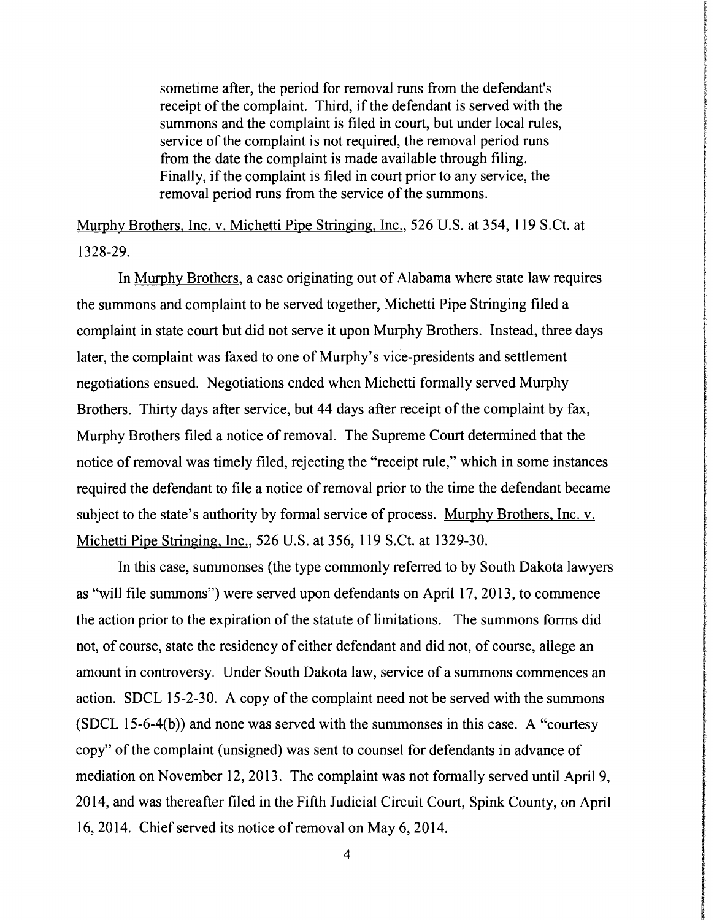> sometime after, the period for removal runs from the defendant's receipt of the complaint. Third, if the defendant is served with the summons and the complaint is filed in court, but under local rules, service of the complaint is not required, the removal period runs from the date the complaint is made available through filing. Finally, if the complaint is filed in court prior to any service, the removal period runs from the service of the summons.

Murphy Brothers, Inc. v. Michetti Pipe Stringing, Inc., 526 U.S. at 354, 119 S.Ct. at 1328-29.

In Murphy Brothers, a case originating out of Alabama where state law requires the summons and complaint to be served together, Michetti Pipe Stringing filed a complaint in state court but did not serve it upon Murphy Brothers. Instead, three days later, the complaint was faxed to one of Murphy's vice-presidents and settlement negotiations ensued. Negotiations ended when Michetti formally served Murphy Brothers. Thirty days after service, but 44 days after receipt of the complaint by fax, Murphy Brothers filed a notice of removal. The Supreme Court determined that the notice of removal was timely filed, rejecting the "receipt rule," which in some instances required the defendant to file a notice of removal prior to the time the defendant became subject to the state's authority by formal service of process. Murphy Brothers, Inc. v. Michetti Pipe Stringing, Inc., 526 U.S. at 356, 119 S.Ct. at 1329-30.

In this case, summonses (the type commonly referred to by South Dakota lawyers as "will file summons") were served upon defendants on April 17, 2013, to commence the action prior to the expiration of the statute of limitations. The summons forms did not, of course, state the residency of either defendant and did not, of course, allege an amount in controversy. Under South Dakota law, service of a summons commences an action. SDCL 15-2-30. A copy of the complaint need not be served with the summons (SDCL 15-6-4(b)) and none was served with the summonses in this case. A "courtesy copy" of the complaint (unsigned) was sent to counsel for defendants in advance of mediation on November 12, 2013. The complaint was not formally served until April 9, 2014, and was thereafter filed in the Fifth Judicial Circuit Court, Spink County, on April 16, 2014. Chief served its notice of removal on May 6, 2014.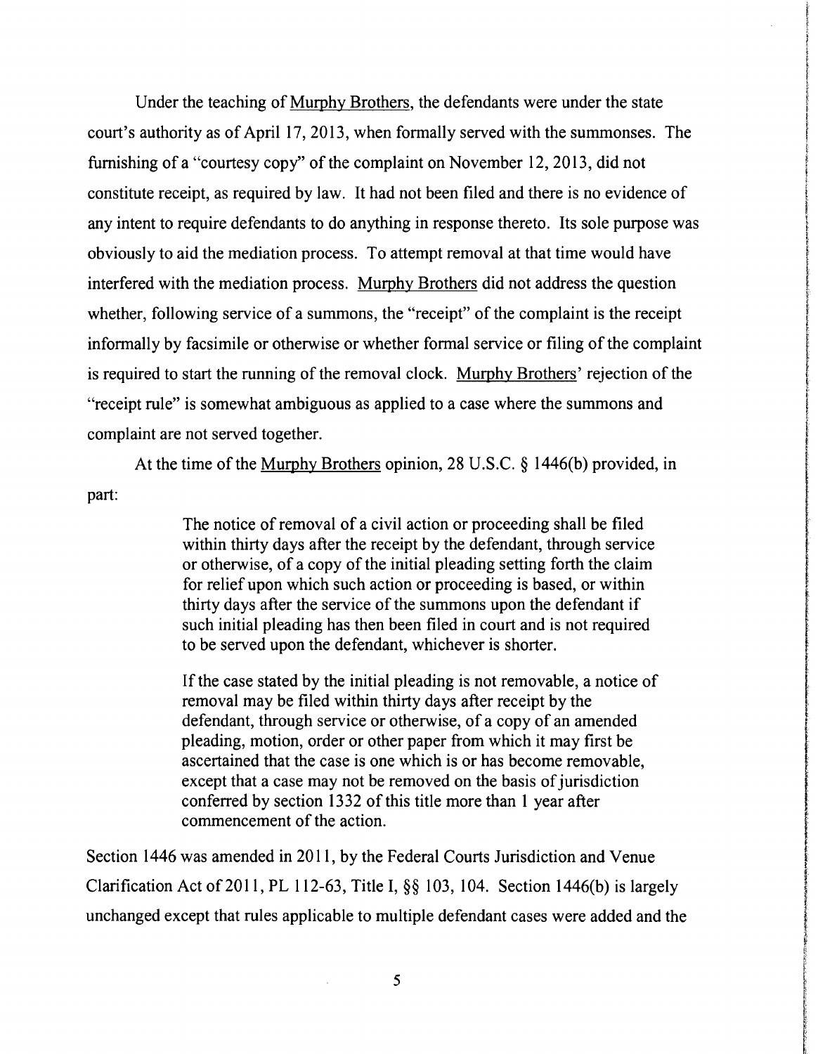Under the teaching of Murphy Brothers, the defendants were under the state court's authority as of April 17, 2013, when formally served with the summonses. The furnishing of a "courtesy copy" of the complaint on November 12, 2013, did not constitute receipt, as required by law. It had not been filed and there is no evidence of any intent to require defendants to do anything in response thereto. Its sole purpose was obviously to aid the mediation process. To attempt removal at that time would have interfered with the mediation process. Murphy Brothers did not address the question whether, following service of a summons, the "receipt" of the complaint is the receipt informally by facsimile or otherwise or whether formal service or filing of the complaint is required to start the running of the removal clock. Murphy Brothers' rejection of the "receipt rule" is somewhat ambiguous as applied to a case where the summons and complaint are not served together.

At the time of the Murphy Brothers opinion, 28 U.S.C. § 1446(b) provided, in part:

> The notice of removal of a civil action or proceeding shall be filed within thirty days after the receipt by the defendant, through service or otherwise, of a copy of the initial pleading setting forth the claim for relief upon which such action or proceeding is based, or within thirty days after the service of the summons upon the defendant if such initial pleading has then been filed in court and is not required to be served upon the defendant, whichever is shorter.
>
> If the case stated by the initial pleading is not removable, a notice of removal may be filed within thirty days after receipt by the defendant, through service or otherwise, of a copy of an amended pleading, motion, order or other paper from which it may first be ascertained that the case is one which is or has become removable, except that a case may not be removed on the basis of jurisdiction conferred by section 1332 of this title more than 1 year after commencement of the action.

Section 1446 was amended in 2011, by the Federal Courts Jurisdiction and Venue Clarification Act of 2011, PL 112-63, Title I, §§ 103, 104. Section 1446(b) is largely unchanged except that rules applicable to multiple defendant cases were added and the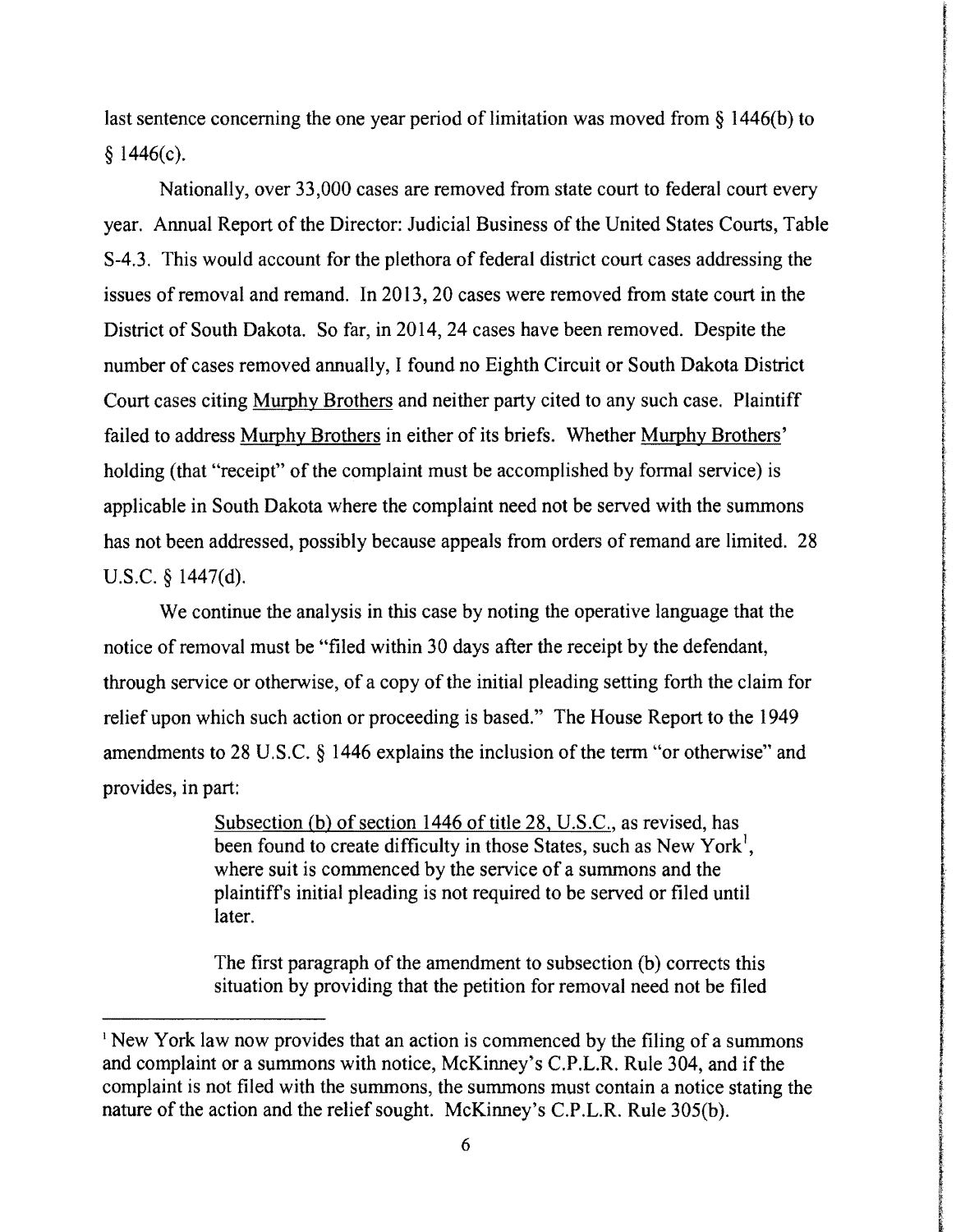last sentence concerning the one year period of limitation was moved from § 1446(b) to § 1446(c).

Nationally, over 33,000 cases are removed from state court to federal court every year. Annual Report of the Director: Judicial Business of the United States Courts, Table S-4.3. This would account for the plethora of federal district court cases addressing the issues of removal and remand. In 2013, 20 cases were removed from state court in the District of South Dakota. So far, in 2014, 24 cases have been removed. Despite the number of cases removed annually, I found no Eighth Circuit or South Dakota District Court cases citing Murphy Brothers and neither party cited to any such case. Plaintiff failed to address Murphy Brothers in either of its briefs. Whether Murphy Brothers' holding (that "receipt" of the complaint must be accomplished by formal service) is applicable in South Dakota where the complaint need not be served with the summons has not been addressed, possibly because appeals from orders of remand are limited. 28 U.S.C. § 1447(d).

We continue the analysis in this case by noting the operative language that the notice of removal must be "filed within 30 days after the receipt by the defendant, through service or otherwise, of a copy of the initial pleading setting forth the claim for relief upon which such action or proceeding is based." The House Report to the 1949 amendments to 28 U.S.C. § 1446 explains the inclusion of the term "or otherwise" and provides, in part:

> Subsection (b) of section 1446 of title 28, U.S.C., as revised, has been found to create difficulty in those States, such as New York[1], where suit is commenced by the service of a summons and the plaintiff's initial pleading is not required to be served or filed until later.
>
> The first paragraph of the amendment to subsection (b) corrects this situation by providing that the petition for removal need not be filed

[1] New York law now provides that an action is commenced by the filing of a summons and complaint or a summons with notice, McKinney's C.P.L.R. Rule 304, and if the complaint is not filed with the summons, the summons must contain a notice stating the nature of the action and the relief sought. McKinney's C.P.L.R. Rule 305(b).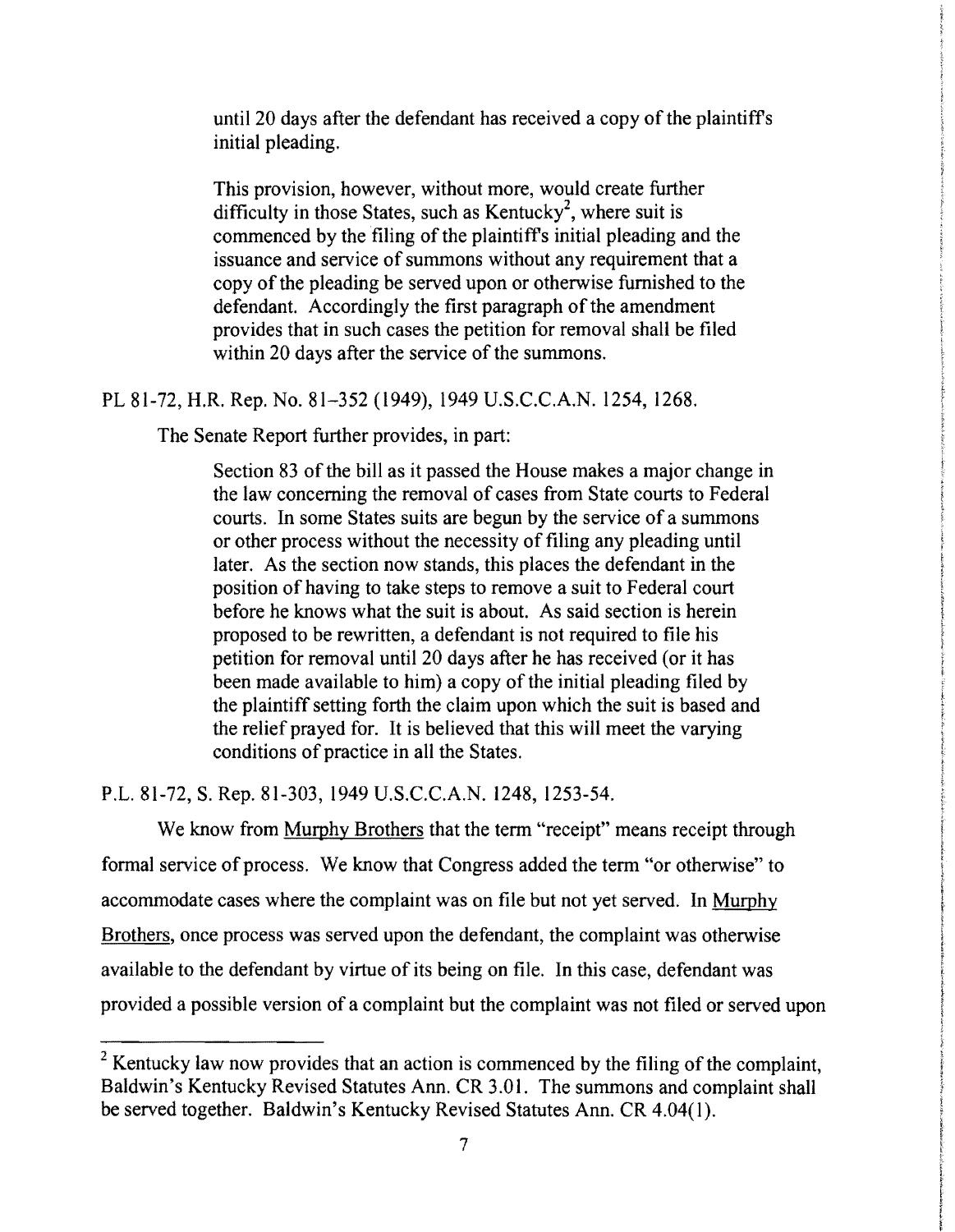> until 20 days after the defendant has received a copy of the plaintiff's initial pleading.
>
> This provision, however, without more, would create further difficulty in those States, such as Kentucky[2], where suit is commenced by the filing of the plaintiff's initial pleading and the issuance and service of summons without any requirement that a copy of the pleading be served upon or otherwise furnished to the defendant. Accordingly the first paragraph of the amendment provides that in such cases the petition for removal shall be filed within 20 days after the service of the summons.

PL 81-72, H.R. Rep. No. 81–352 (1949), 1949 U.S.C.C.A.N. 1254, 1268.

The Senate Report further provides, in part:

> Section 83 of the bill as it passed the House makes a major change in the law concerning the removal of cases from State courts to Federal courts. In some States suits are begun by the service of a summons or other process without the necessity of filing any pleading until later. As the section now stands, this places the defendant in the position of having to take steps to remove a suit to Federal court before he knows what the suit is about. As said section is herein proposed to be rewritten, a defendant is not required to file his petition for removal until 20 days after he has received (or it has been made available to him) a copy of the initial pleading filed by the plaintiff setting forth the claim upon which the suit is based and the relief prayed for. It is believed that this will meet the varying conditions of practice in all the States.

P.L. 81-72, S. Rep. 81-303, 1949 U.S.C.C.A.N. 1248, 1253-54.

We know from <u>Murphy Brothers</u> that the term "receipt" means receipt through formal service of process. We know that Congress added the term "or otherwise" to accommodate cases where the complaint was on file but not yet served. In <u>Murphy Brothers</u>, once process was served upon the defendant, the complaint was otherwise available to the defendant by virtue of its being on file. In this case, defendant was provided a possible version of a complaint but the complaint was not filed or served upon

---

[2] Kentucky law now provides that an action is commenced by the filing of the complaint, Baldwin's Kentucky Revised Statutes Ann. CR 3.01. The summons and complaint shall be served together. Baldwin's Kentucky Revised Statutes Ann. CR 4.04(1).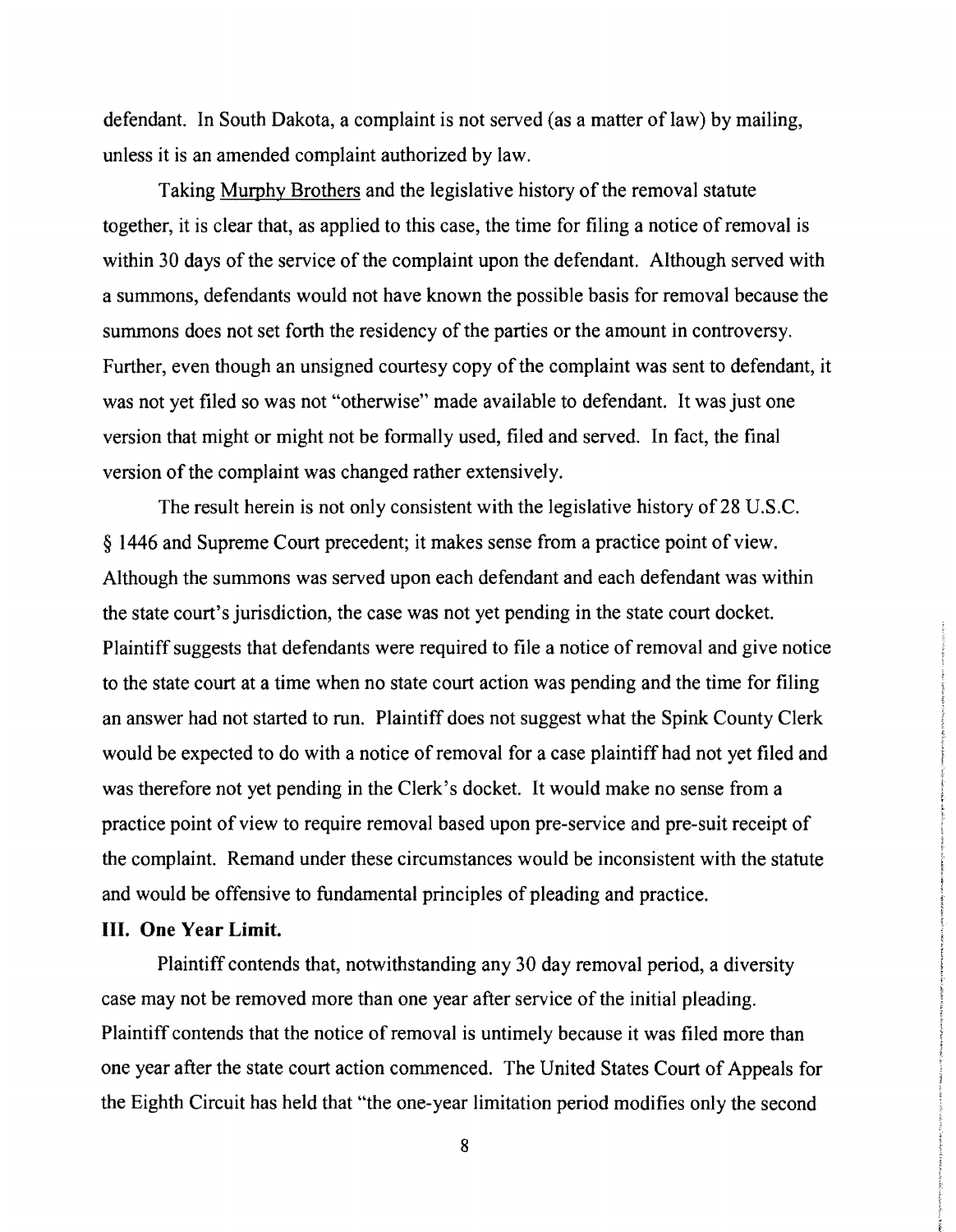defendant. In South Dakota, a complaint is not served (as a matter of law) by mailing, unless it is an amended complaint authorized by law.

Taking Murphy Brothers and the legislative history of the removal statute together, it is clear that, as applied to this case, the time for filing a notice of removal is within 30 days of the service of the complaint upon the defendant. Although served with a summons, defendants would not have known the possible basis for removal because the summons does not set forth the residency of the parties or the amount in controversy. Further, even though an unsigned courtesy copy of the complaint was sent to defendant, it was not yet filed so was not "otherwise" made available to defendant. It was just one version that might or might not be formally used, filed and served. In fact, the final version of the complaint was changed rather extensively.

The result herein is not only consistent with the legislative history of 28 U.S.C. § 1446 and Supreme Court precedent; it makes sense from a practice point of view. Although the summons was served upon each defendant and each defendant was within the state court's jurisdiction, the case was not yet pending in the state court docket. Plaintiff suggests that defendants were required to file a notice of removal and give notice to the state court at a time when no state court action was pending and the time for filing an answer had not started to run. Plaintiff does not suggest what the Spink County Clerk would be expected to do with a notice of removal for a case plaintiff had not yet filed and was therefore not yet pending in the Clerk's docket. It would make no sense from a practice point of view to require removal based upon pre-service and pre-suit receipt of the complaint. Remand under these circumstances would be inconsistent with the statute and would be offensive to fundamental principles of pleading and practice.

**III. One Year Limit.**

Plaintiff contends that, notwithstanding any 30 day removal period, a diversity case may not be removed more than one year after service of the initial pleading. Plaintiff contends that the notice of removal is untimely because it was filed more than one year after the state court action commenced. The United States Court of Appeals for the Eighth Circuit has held that "the one-year limitation period modifies only the second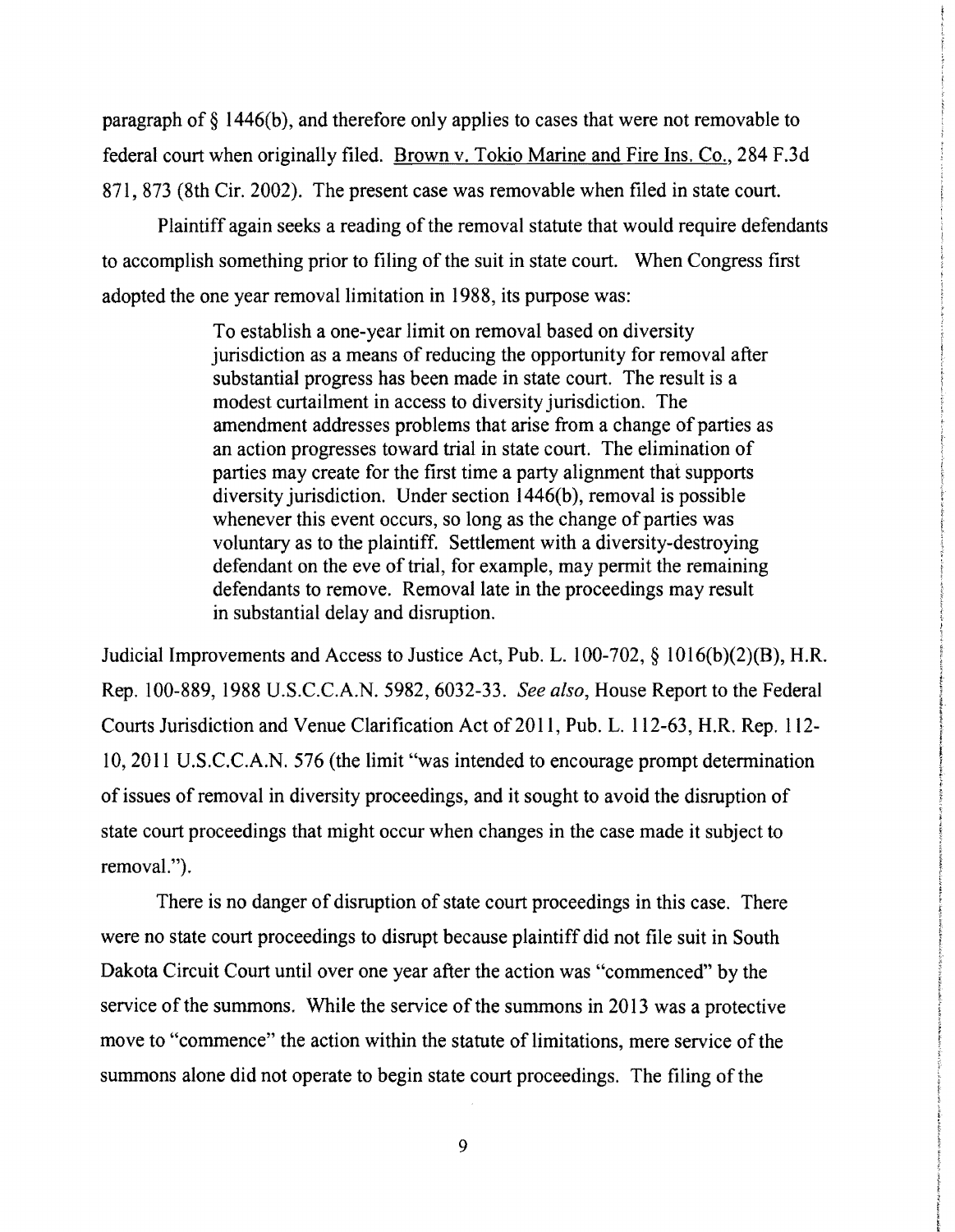paragraph of § 1446(b), and therefore only applies to cases that were not removable to federal court when originally filed. Brown v. Tokio Marine and Fire Ins. Co., 284 F.3d 871, 873 (8th Cir. 2002). The present case was removable when filed in state court.

Plaintiff again seeks a reading of the removal statute that would require defendants to accomplish something prior to filing of the suit in state court. When Congress first adopted the one year removal limitation in 1988, its purpose was:

> To establish a one-year limit on removal based on diversity jurisdiction as a means of reducing the opportunity for removal after substantial progress has been made in state court. The result is a modest curtailment in access to diversity jurisdiction. The amendment addresses problems that arise from a change of parties as an action progresses toward trial in state court. The elimination of parties may create for the first time a party alignment that supports diversity jurisdiction. Under section 1446(b), removal is possible whenever this event occurs, so long as the change of parties was voluntary as to the plaintiff. Settlement with a diversity-destroying defendant on the eve of trial, for example, may permit the remaining defendants to remove. Removal late in the proceedings may result in substantial delay and disruption.

Judicial Improvements and Access to Justice Act, Pub. L. 100-702, § 1016(b)(2)(B), H.R. Rep. 100-889, 1988 U.S.C.C.A.N. 5982, 6032-33. *See also*, House Report to the Federal Courts Jurisdiction and Venue Clarification Act of 2011, Pub. L. 112-63, H.R. Rep. 112-10, 2011 U.S.C.C.A.N. 576 (the limit "was intended to encourage prompt determination of issues of removal in diversity proceedings, and it sought to avoid the disruption of state court proceedings that might occur when changes in the case made it subject to removal.").

There is no danger of disruption of state court proceedings in this case. There were no state court proceedings to disrupt because plaintiff did not file suit in South Dakota Circuit Court until over one year after the action was "commenced" by the service of the summons. While the service of the summons in 2013 was a protective move to "commence" the action within the statute of limitations, mere service of the summons alone did not operate to begin state court proceedings. The filing of the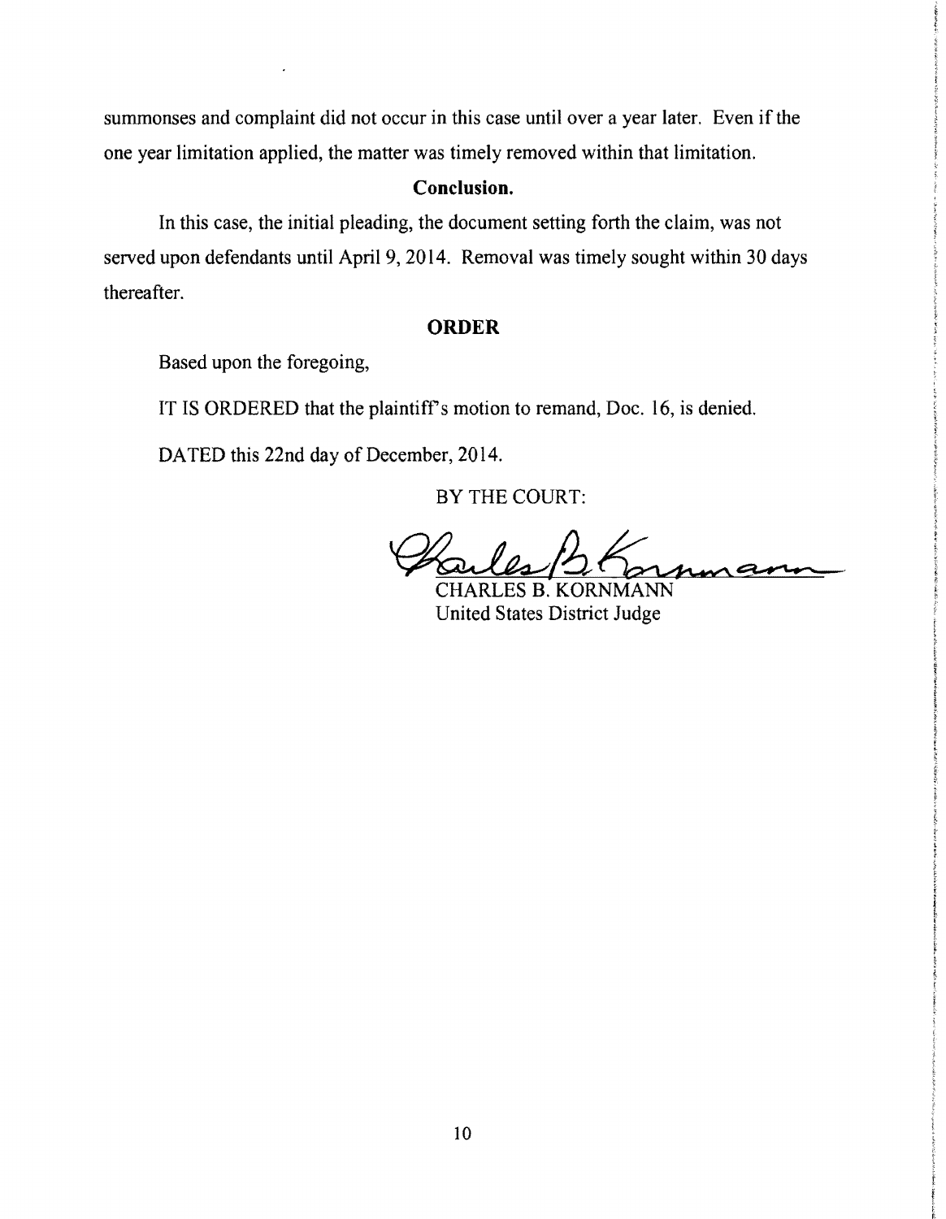summonses and complaint did not occur in this case until over a year later. Even if the one year limitation applied, the matter was timely removed within that limitation.

**Conclusion.**

In this case, the initial pleading, the document setting forth the claim, was not served upon defendants until April 9, 2014. Removal was timely sought within 30 days thereafter.

## ORDER

Based upon the foregoing,

IT IS ORDERED that the plaintiff's motion to remand, Doc. 16, is denied.

DATED this 22nd day of December, 2014.

BY THE COURT:

CHARLES B. KORNMANN
United States District Judge